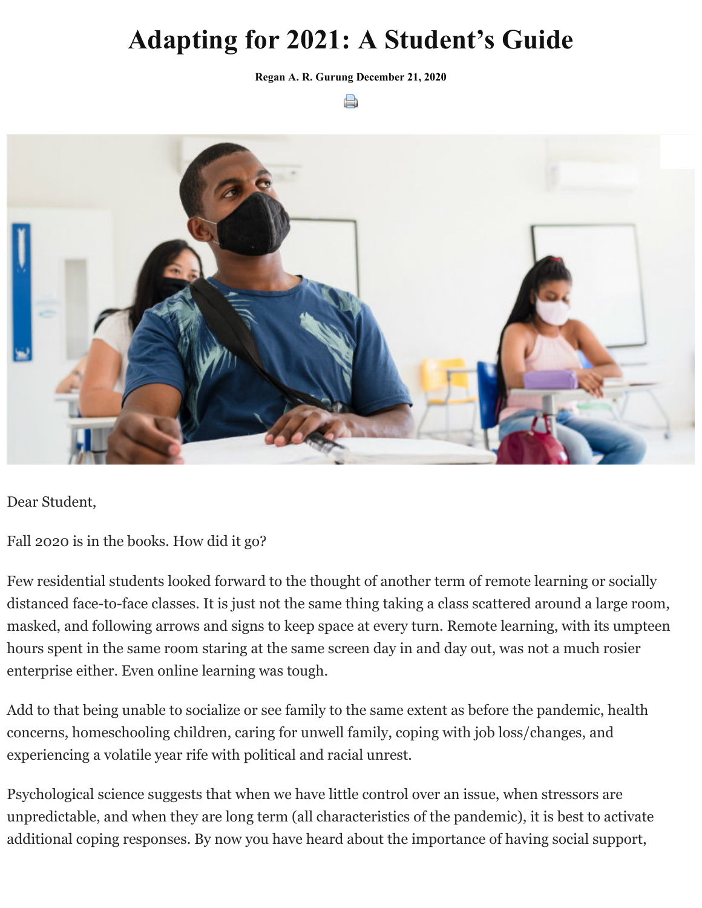# Adapting for 2021: A Student's Guide

**Regan A. R. Gurung December 21, 2020**

Dear Student,

Fall 2020 is in the books. How did it go?

Few residential students looked forward to the thought of another term of remote learning or socially distanced face-to-face classes. It is just not the same thing taking a class scattered around a large room, masked, and following arrows and signs to keep space at every turn. Remote learning, with its umpteen hours spent in the same room staring at the same screen day in and day out, was not a much rosier enterprise either. Even online learning was tough.

Add to that being unable to socialize or see family to the same extent as before the pandemic, health concerns, homeschooling children, caring for unwell family, coping with job loss/changes, and experiencing a volatile year rife with political and racial unrest.

Psychological science suggests that when we have little control over an issue, when stressors are unpredictable, and when they are long term (all characteristics of the pandemic), it is best to activate additional coping responses. By now you have heard about the importance of having social support,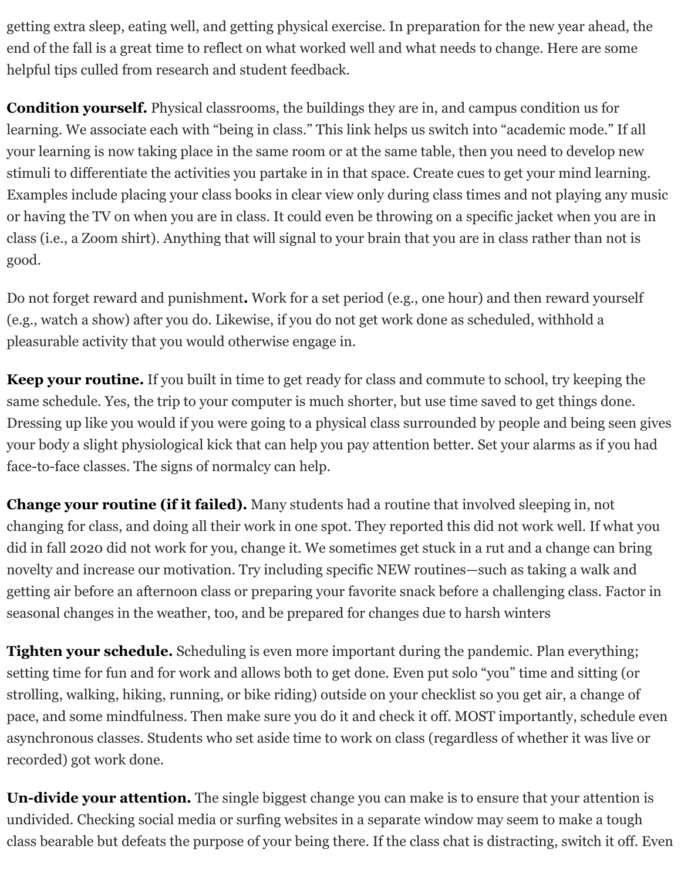getting extra sleep, eating well, and getting physical exercise. In preparation for the new year ahead, the end of the fall is a great time to reflect on what worked well and what needs to change. Here are some helpful tips culled from research and student feedback.

**Condition yourself.** Physical classrooms, the buildings they are in, and campus condition us for learning. We associate each with "being in class." This link helps us switch into "academic mode." If all your learning is now taking place in the same room or at the same table, then you need to develop new stimuli to differentiate the activities you partake in in that space. Create cues to get your mind learning. Examples include placing your class books in clear view only during class times and not playing any music or having the TV on when you are in class. It could even be throwing on a specific jacket when you are in class (i.e., a Zoom shirt). Anything that will signal to your brain that you are in class rather than not is good.

Do not forget reward and punishment**.** Work for a set period (e.g., one hour) and then reward yourself (e.g., watch a show) after you do. Likewise, if you do not get work done as scheduled, withhold a pleasurable activity that you would otherwise engage in.

**Keep your routine.** If you built in time to get ready for class and commute to school, try keeping the same schedule. Yes, the trip to your computer is much shorter, but use time saved to get things done. Dressing up like you would if you were going to a physical class surrounded by people and being seen gives your body a slight physiological kick that can help you pay attention better. Set your alarms as if you had face-to-face classes. The signs of normalcy can help.

**Change your routine (if it failed).** Many students had a routine that involved sleeping in, not changing for class, and doing all their work in one spot. They reported this did not work well. If what you did in fall 2020 did not work for you, change it. We sometimes get stuck in a rut and a change can bring novelty and increase our motivation. Try including specific NEW routines—such as taking a walk and getting air before an afternoon class or preparing your favorite snack before a challenging class. Factor in seasonal changes in the weather, too, and be prepared for changes due to harsh winters

**Tighten your schedule.** Scheduling is even more important during the pandemic. Plan everything; setting time for fun and for work and allows both to get done. Even put solo "you" time and sitting (or strolling, walking, hiking, running, or bike riding) outside on your checklist so you get air, a change of pace, and some mindfulness. Then make sure you do it and check it off. MOST importantly, schedule even asynchronous classes. Students who set aside time to work on class (regardless of whether it was live or recorded) got work done.

**Un-divide your attention.** The single biggest change you can make is to ensure that your attention is undivided. Checking social media or surfing websites in a separate window may seem to make a tough class bearable but defeats the purpose of your being there. If the class chat is distracting, switch it off. Even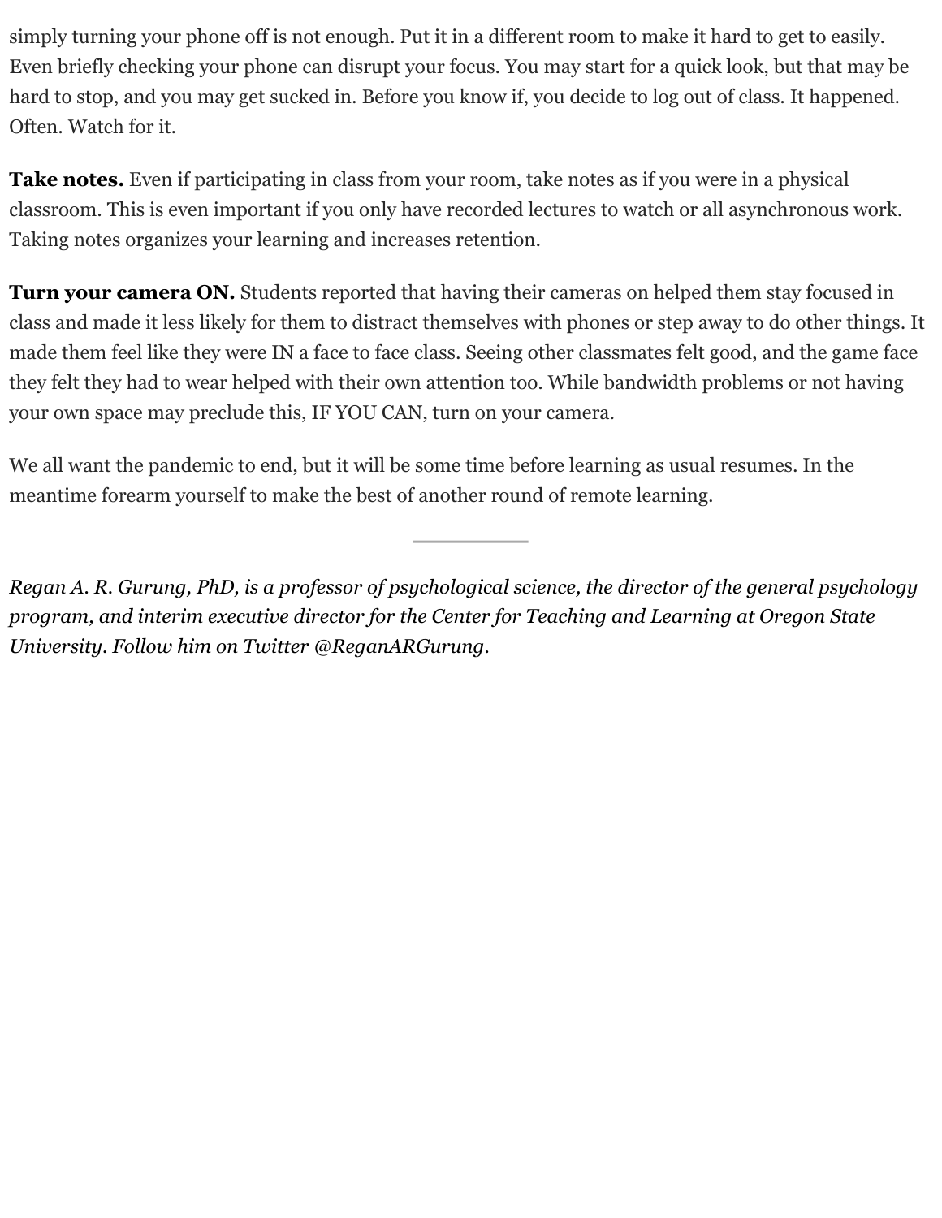simply turning your phone off is not enough. Put it in a different room to make it hard to get to easily. Even briefly checking your phone can disrupt your focus. You may start for a quick look, but that may be hard to stop, and you may get sucked in. Before you know if, you decide to log out of class. It happened. Often. Watch for it.

**Take notes.** Even if participating in class from your room, take notes as if you were in a physical classroom. This is even important if you only have recorded lectures to watch or all asynchronous work. Taking notes organizes your learning and increases retention.

**Turn your camera ON.** Students reported that having their cameras on helped them stay focused in class and made it less likely for them to distract themselves with phones or step away to do other things. It made them feel like they were IN a face to face class. Seeing other classmates felt good, and the game face they felt they had to wear helped with their own attention too. While bandwidth problems or not having your own space may preclude this, IF YOU CAN, turn on your camera.

We all want the pandemic to end, but it will be some time before learning as usual resumes. In the meantime forearm yourself to make the best of another round of remote learning.

---

*Regan A. R. Gurung, PhD, is a professor of psychological science, the director of the general psychology program, and interim executive director for the Center for Teaching and Learning at Oregon State University. Follow him on Twitter @ReganARGurung.*